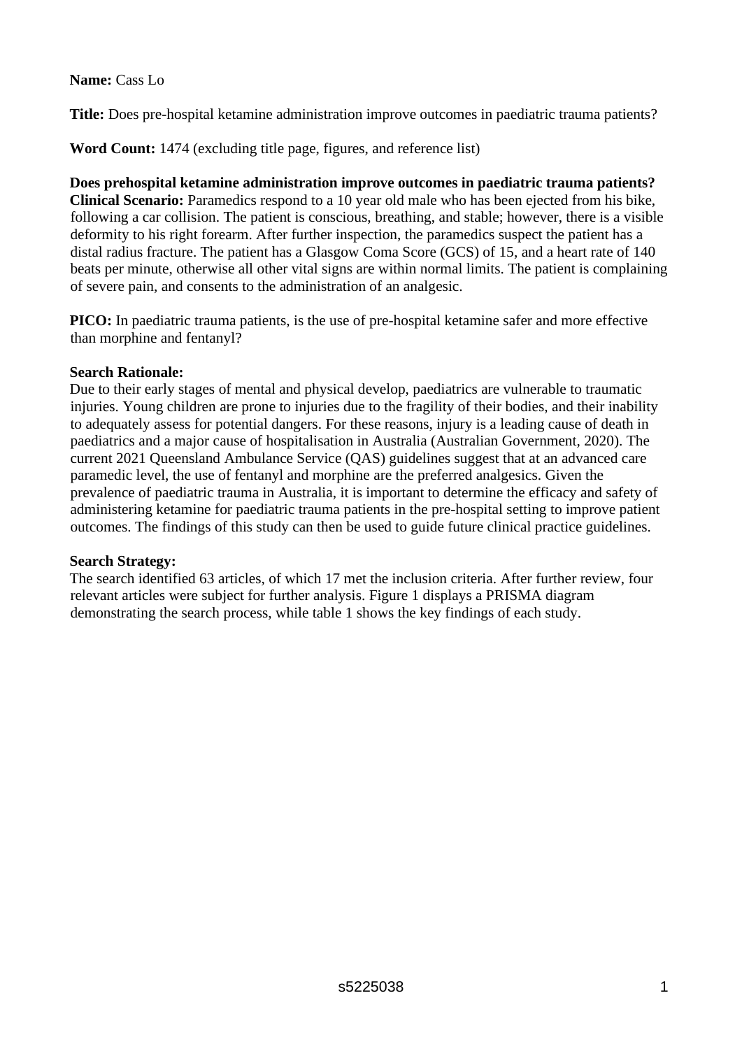**Name:** Cass Lo

**Title:** Does pre-hospital ketamine administration improve outcomes in paediatric trauma patients?

**Word Count:** 1474 (excluding title page, figures, and reference list)

**Does prehospital ketamine administration improve outcomes in paediatric trauma patients?**

**Clinical Scenario:** Paramedics respond to a 10 year old male who has been ejected from his bike, following a car collision. The patient is conscious, breathing, and stable; however, there is a visible deformity to his right forearm. After further inspection, the paramedics suspect the patient has a distal radius fracture. The patient has a Glasgow Coma Score (GCS) of 15, and a heart rate of 140 beats per minute, otherwise all other vital signs are within normal limits. The patient is complaining of severe pain, and consents to the administration of an analgesic.

**PICO:** In paediatric trauma patients, is the use of pre-hospital ketamine safer and more effective than morphine and fentanyl?

**Search Rationale:**

Due to their early stages of mental and physical develop, paediatrics are vulnerable to traumatic injuries. Young children are prone to injuries due to the fragility of their bodies, and their inability to adequately assess for potential dangers. For these reasons, injury is a leading cause of death in paediatrics and a major cause of hospitalisation in Australia (Australian Government, 2020). The current 2021 Queensland Ambulance Service (QAS) guidelines suggest that at an advanced care paramedic level, the use of fentanyl and morphine are the preferred analgesics. Given the prevalence of paediatric trauma in Australia, it is important to determine the efficacy and safety of administering ketamine for paediatric trauma patients in the pre-hospital setting to improve patient outcomes. The findings of this study can then be used to guide future clinical practice guidelines.

**Search Strategy:**

The search identified 63 articles, of which 17 met the inclusion criteria. After further review, four relevant articles were subject for further analysis. Figure 1 displays a PRISMA diagram demonstrating the search process, while table 1 shows the key findings of each study.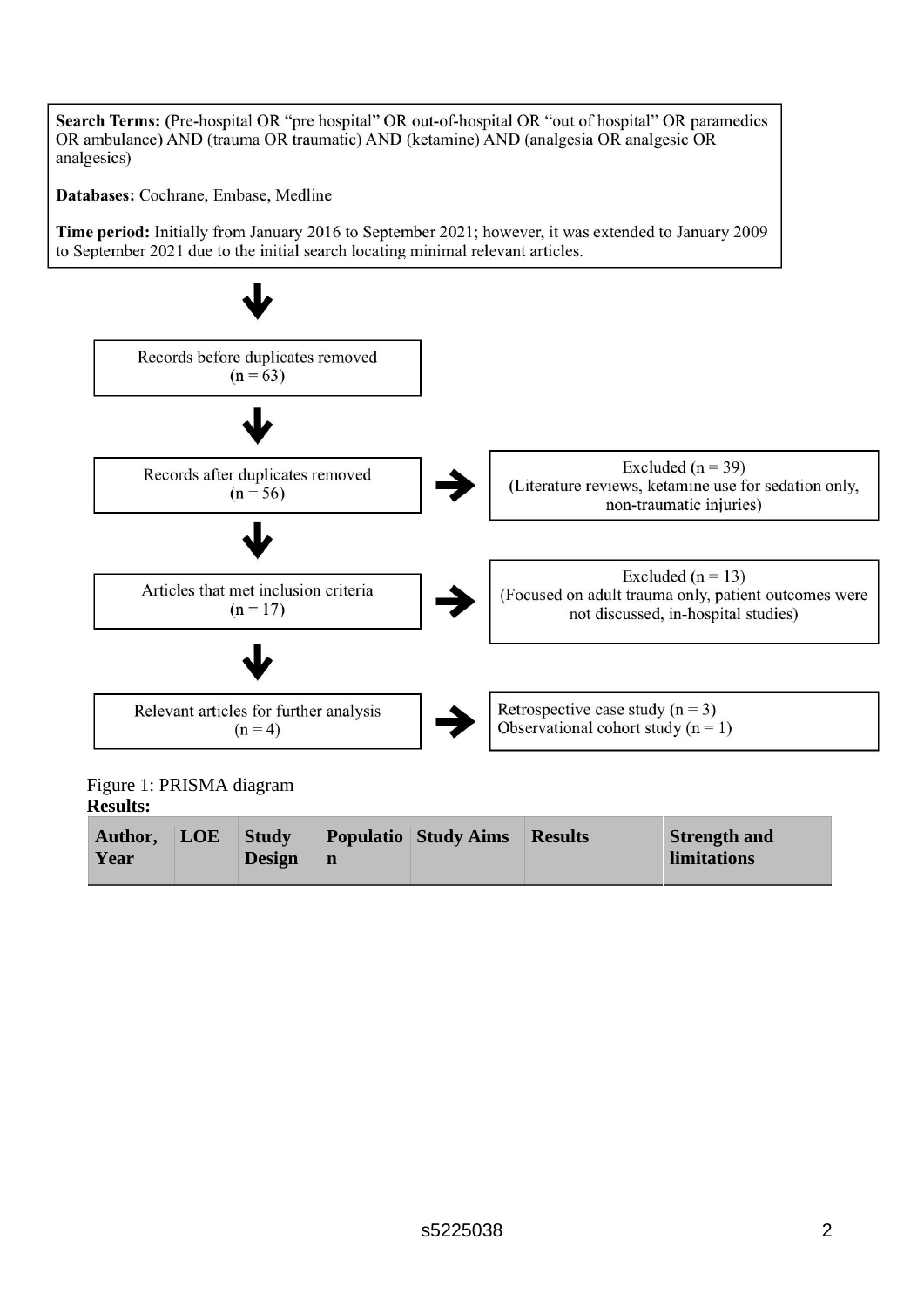**Search Terms:** (Pre-hospital OR "pre hospital" OR out-of-hospital OR "out of hospital" OR paramedics OR ambulance) AND (trauma OR traumatic) AND (ketamine) AND (analgesia OR analgesic OR analgesics)

**Databases:** Cochrane, Embase, Medline

**Time period:** Initially from January 2016 to September 2021; however, it was extended to January 2009 to September 2021 due to the initial search locating minimal relevant articles.

↓

Records before duplicates removed
(n = 63)

↓

Records after duplicates removed
(n = 56)

→ Excluded (n = 39)
(Literature reviews, ketamine use for sedation only, non-traumatic injuries)

↓

Articles that met inclusion criteria
(n = 17)

→ Excluded (n = 13)
(Focused on adult trauma only, patient outcomes were not discussed, in-hospital studies)

↓

Relevant articles for further analysis
(n = 4)

→ Retrospective case study (n = 3)
Observational cohort study (n = 1)

Figure 1: PRISMA diagram

**Results:**

| Author, Year | LOE | Study Design | Population | Study Aims | Results | Strength and limitations |
|---|---|---|---|---|---|---|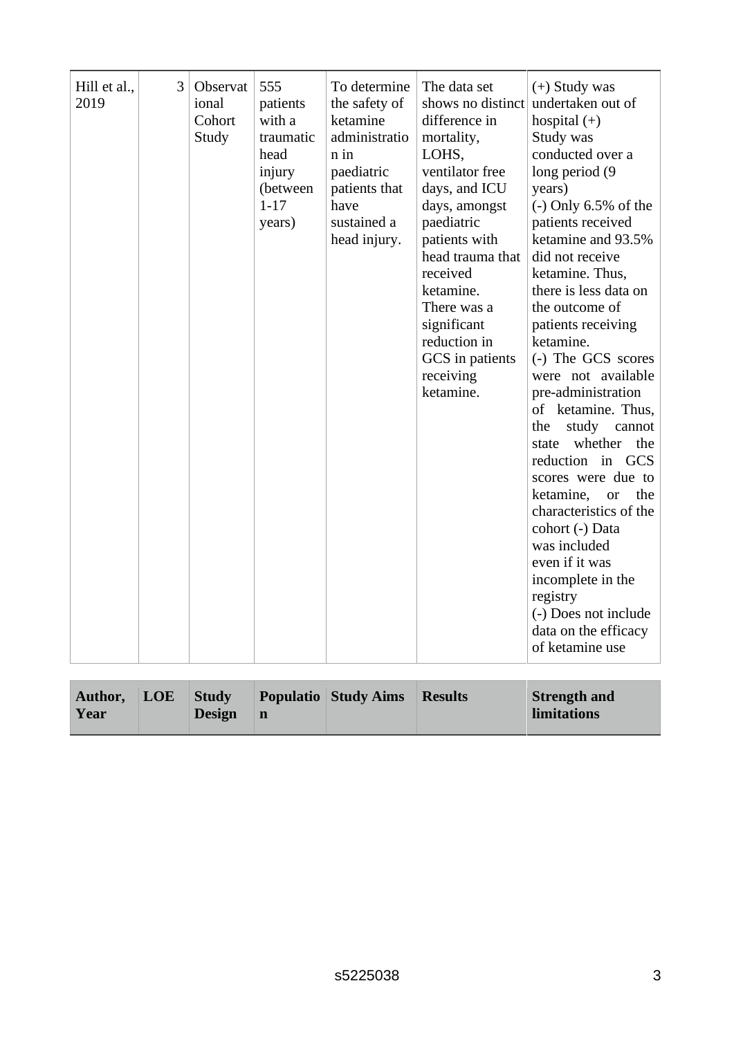| Hill et al., 2019 | 3 | Observational Cohort Study | 555 patients with a traumatic head injury (between 1-17 years) | To determine the safety of ketamine administration in paediatric patients that have sustained a head injury. | The data set shows no distinct difference in mortality, LOHS, ventilator free days, and ICU days, amongst paediatric patients with head trauma that received ketamine. There was a significant reduction in GCS in patients receiving ketamine. | (+) Study was undertaken out of hospital (+) Study was conducted over a long period (9 years) (-) Only 6.5% of the patients received ketamine and 93.5% did not receive ketamine. Thus, there is less data on the outcome of patients receiving ketamine. (-) The GCS scores were not available pre-administration of ketamine. Thus, the study cannot state whether the reduction in GCS scores were due to ketamine, or the characteristics of the cohort (-) Data was included even if it was incomplete in the registry (-) Does not include data on the efficacy of ketamine use |

| **Author, Year** | **LOE** | **Study Design** | **Population** | **Study Aims** | **Results** | **Strength and limitations** |
|---|---|---|---|---|---|---|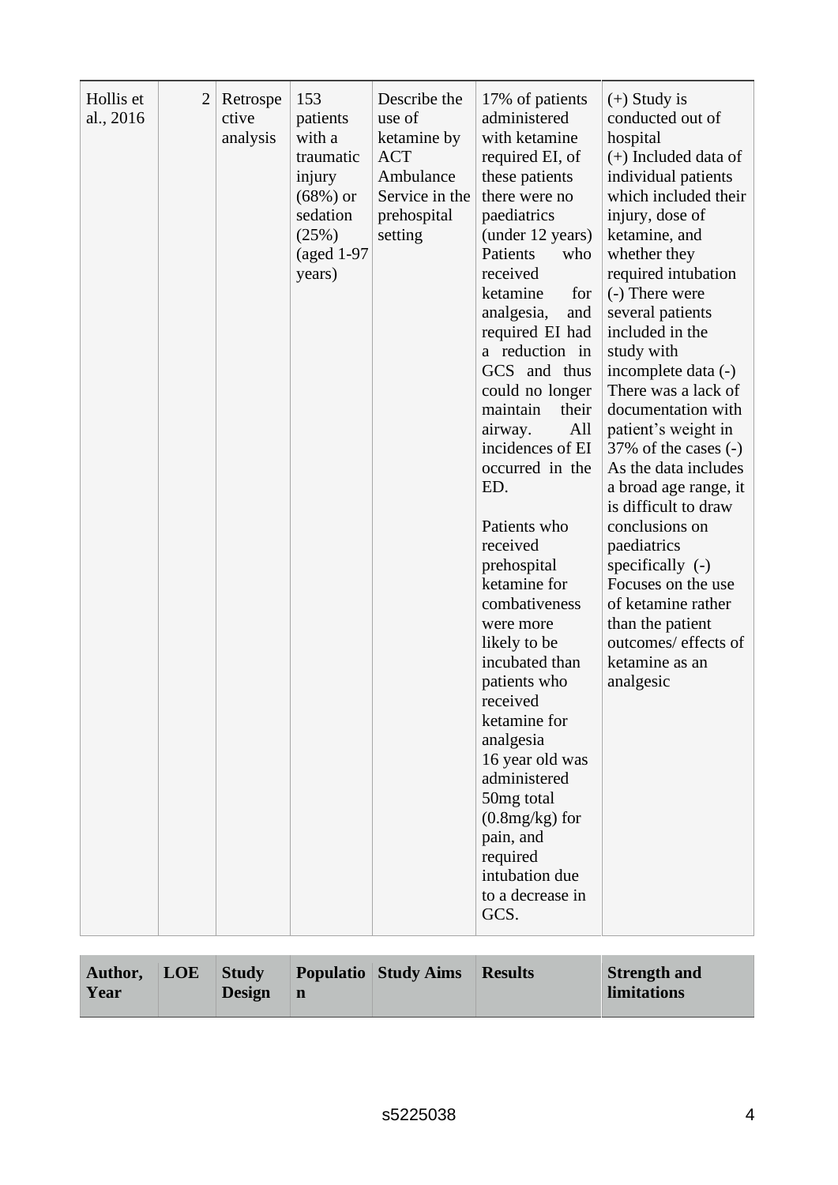| Hollis et al., 2016 | 2 | Retrospective analysis | 153 patients with a traumatic injury (68%) or sedation (25%) (aged 1-97 years) | Describe the use of ketamine by ACT Ambulance Service in the prehospital setting | 17% of patients administered with ketamine required EI, of these patients there were no paediatrics (under 12 years) Patients who received ketamine for analgesia, and required EI had a reduction in GCS and thus could no longer maintain their airway. All incidences of EI occurred in the ED.<br><br>Patients who received prehospital ketamine for combativeness were more likely to be incubated than patients who received ketamine for analgesia<br>16 year old was administered 50mg total (0.8mg/kg) for pain, and required intubation due to a decrease in GCS. | (+) Study is conducted out of hospital<br>(+) Included data of individual patients which included their injury, dose of ketamine, and whether they required intubation<br>(-) There were several patients included in the study with incomplete data (-) There was a lack of documentation with patient's weight in 37% of the cases (-) As the data includes a broad age range, it is difficult to draw conclusions on paediatrics specifically (-) Focuses on the use of ketamine rather than the patient outcomes/ effects of ketamine as an analgesic |

| **Author, Year** | **LOE** | **Study Design** | **Population** | **Study Aims** | **Results** | **Strength and limitations** |
|---|---|---|---|---|---|---|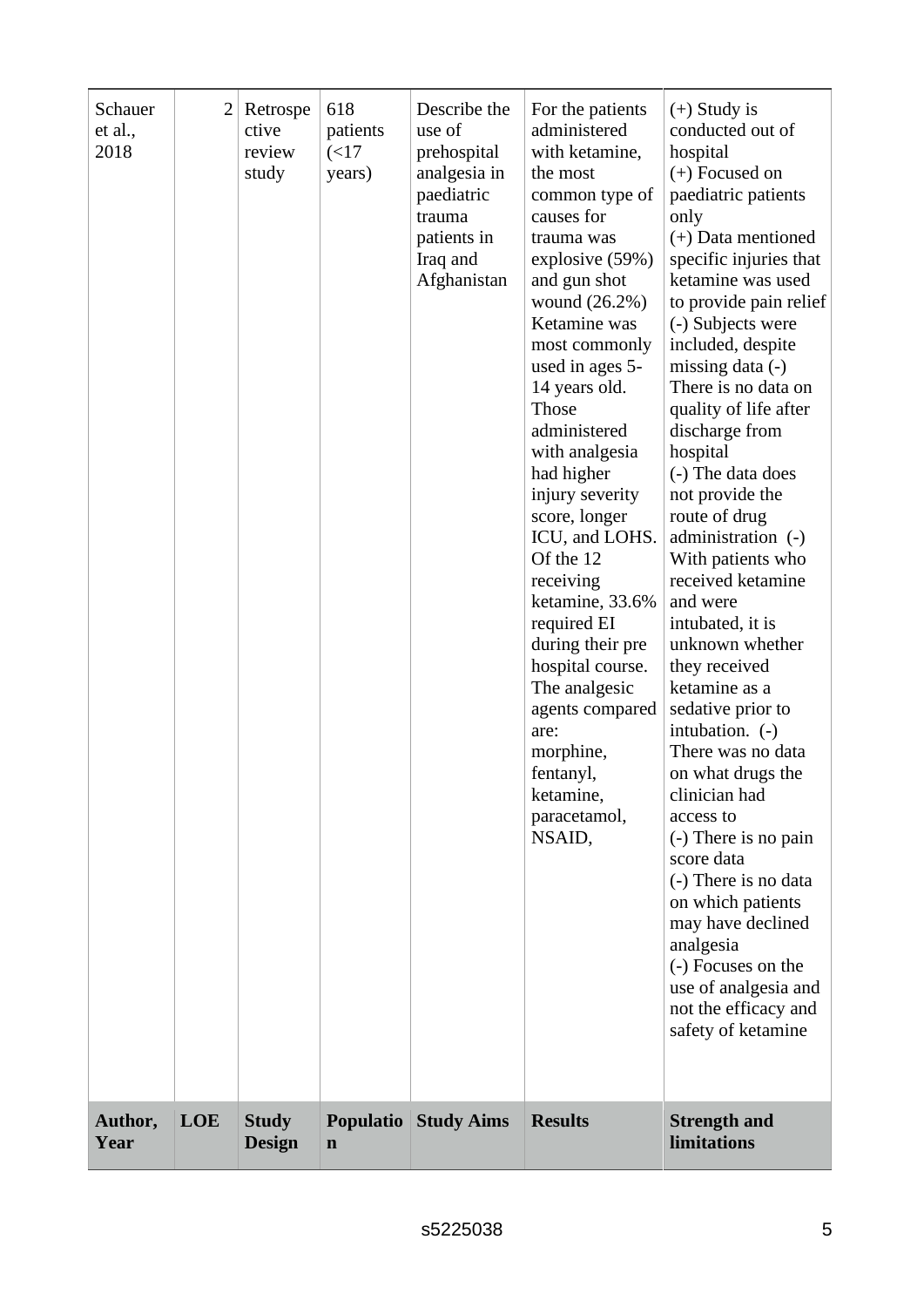| Author, Year | LOE | Study Design | Population | Study Aims | Results | Strength and limitations |
|---|---|---|---|---|---|---|
| Schauer et al., 2018 | 2 | Retrospective review study | 618 patients (<17 years) | Describe the use of prehospital analgesia in paediatric trauma patients in Iraq and Afghanistan | For the patients administered with ketamine, the most common type of causes for trauma was explosive (59%) and gun shot wound (26.2%) Ketamine was most commonly used in ages 5-14 years old. Those administered with analgesia had higher injury severity score, longer ICU, and LOHS. Of the 12 receiving ketamine, 33.6% required EI during their pre hospital course. The analgesic agents compared are: morphine, fentanyl, ketamine, paracetamol, NSAID, | (+) Study is conducted out of hospital (+) Focused on paediatric patients only (+) Data mentioned specific injuries that ketamine was used to provide pain relief (-) Subjects were included, despite missing data (-) There is no data on quality of life after discharge from hospital (-) The data does not provide the route of drug administration (-) With patients who received ketamine and were intubated, it is unknown whether they received ketamine as a sedative prior to intubation. (-) There was no data on what drugs the clinician had access to (-) There is no pain score data (-) There is no data on which patients may have declined analgesia (-) Focuses on the use of analgesia and not the efficacy and safety of ketamine |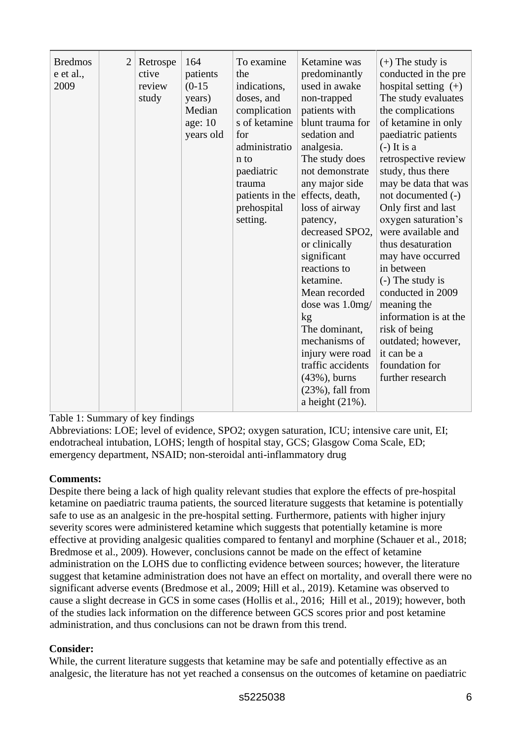| Bredmose et al., 2009 | 2 | Retrospective review study | 164 patients (0-15 years) Median age: 10 years old | To examine the indications, doses, and complications of ketamine for administration to paediatric trauma patients in the prehospital setting. | Ketamine was predominantly used in awake non-trapped patients with blunt trauma for sedation and analgesia. The study does not demonstrate any major side effects, death, loss of airway patency, decreased SPO2, or clinically significant reactions to ketamine. Mean recorded dose was 1.0mg/kg The dominant, mechanisms of injury were road traffic accidents (43%), burns (23%), fall from a height (21%). | (+) The study is conducted in the pre hospital setting (+) The study evaluates the complications of ketamine in only paediatric patients (-) It is a retrospective review study, thus there may be data that was not documented (-) Only first and last oxygen saturation's were available and thus desaturation may have occurred in between (-) The study is conducted in 2009 meaning the information is at the risk of being outdated; however, it can be a foundation for further research |
|---|---|---|---|---|---|---|

Table 1: Summary of key findings

Abbreviations: LOE; level of evidence, SPO2; oxygen saturation, ICU; intensive care unit, EI; endotracheal intubation, LOHS; length of hospital stay, GCS; Glasgow Coma Scale, ED; emergency department, NSAID; non-steroidal anti-inflammatory drug

**Comments:**

Despite there being a lack of high quality relevant studies that explore the effects of pre-hospital ketamine on paediatric trauma patients, the sourced literature suggests that ketamine is potentially safe to use as an analgesic in the pre-hospital setting. Furthermore, patients with higher injury severity scores were administered ketamine which suggests that potentially ketamine is more effective at providing analgesic qualities compared to fentanyl and morphine (Schauer et al., 2018; Bredmose et al., 2009). However, conclusions cannot be made on the effect of ketamine administration on the LOHS due to conflicting evidence between sources; however, the literature suggest that ketamine administration does not have an effect on mortality, and overall there were no significant adverse events (Bredmose et al., 2009; Hill et al., 2019). Ketamine was observed to cause a slight decrease in GCS in some cases (Hollis et al., 2016; Hill et al., 2019); however, both of the studies lack information on the difference between GCS scores prior and post ketamine administration, and thus conclusions can not be drawn from this trend.

**Consider:**

While, the current literature suggests that ketamine may be safe and potentially effective as an analgesic, the literature has not yet reached a consensus on the outcomes of ketamine on paediatric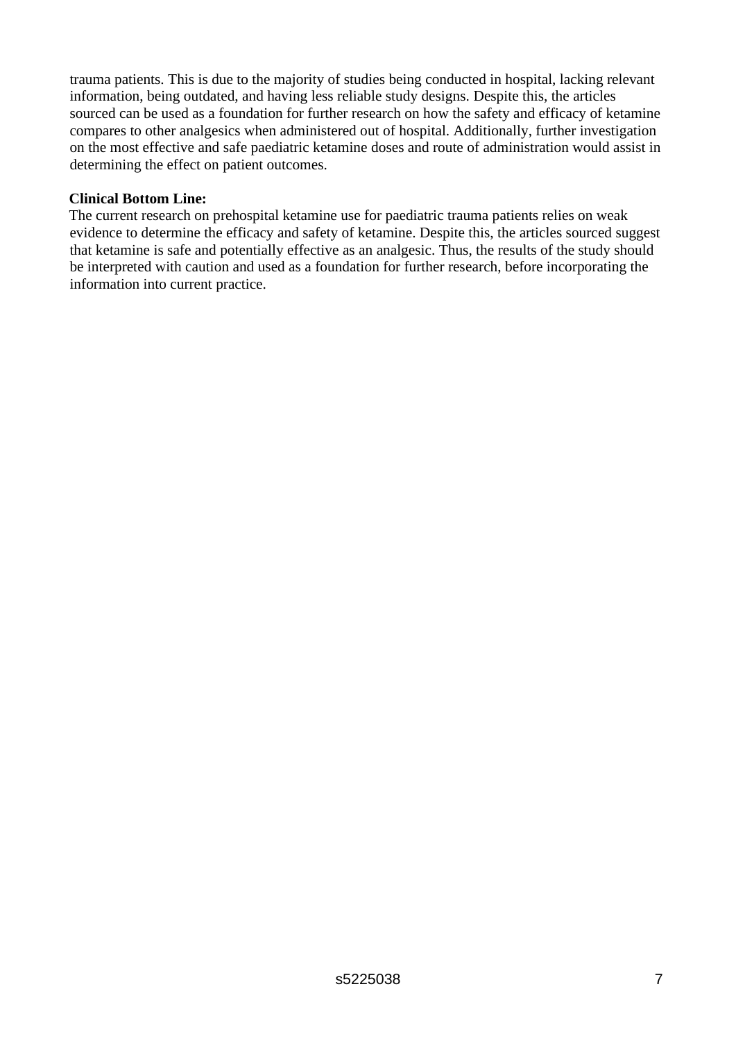trauma patients. This is due to the majority of studies being conducted in hospital, lacking relevant information, being outdated, and having less reliable study designs. Despite this, the articles sourced can be used as a foundation for further research on how the safety and efficacy of ketamine compares to other analgesics when administered out of hospital. Additionally, further investigation on the most effective and safe paediatric ketamine doses and route of administration would assist in determining the effect on patient outcomes.

**Clinical Bottom Line:**

The current research on prehospital ketamine use for paediatric trauma patients relies on weak evidence to determine the efficacy and safety of ketamine. Despite this, the articles sourced suggest that ketamine is safe and potentially effective as an analgesic. Thus, the results of the study should be interpreted with caution and used as a foundation for further research, before incorporating the information into current practice.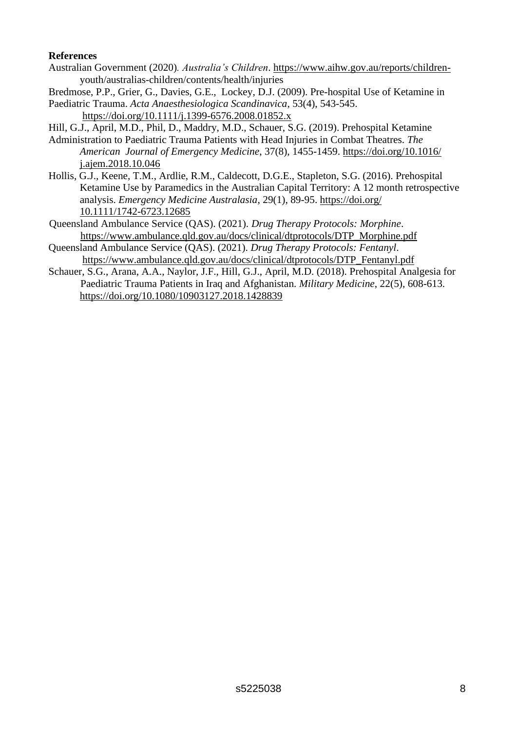**References**

Australian Government (2020). *Australia's Children*. https://www.aihw.gov.au/reports/children-youth/australias-children/contents/health/injuries

Bredmose, P.P., Grier, G., Davies, G.E., Lockey, D.J. (2009). Pre-hospital Use of Ketamine in Paediatric Trauma. *Acta Anaesthesiologica Scandinavica*, 53(4), 543-545. https://doi.org/10.1111/j.1399-6576.2008.01852.x

Hill, G.J., April, M.D., Phil, D., Maddry, M.D., Schauer, S.G. (2019). Prehospital Ketamine Administration to Paediatric Trauma Patients with Head Injuries in Combat Theatres. *The American Journal of Emergency Medicine*, 37(8), 1455-1459. https://doi.org/10.1016/j.ajem.2018.10.046

Hollis, G.J., Keene, T.M., Ardlie, R.M., Caldecott, D.G.E., Stapleton, S.G. (2016). Prehospital Ketamine Use by Paramedics in the Australian Capital Territory: A 12 month retrospective analysis. *Emergency Medicine Australasia*, 29(1), 89-95. https://doi.org/10.1111/1742-6723.12685

Queensland Ambulance Service (QAS). (2021). *Drug Therapy Protocols: Morphine*. https://www.ambulance.qld.gov.au/docs/clinical/dtprotocols/DTP_Morphine.pdf

Queensland Ambulance Service (QAS). (2021). *Drug Therapy Protocols: Fentanyl*. https://www.ambulance.qld.gov.au/docs/clinical/dtprotocols/DTP_Fentanyl.pdf

Schauer, S.G., Arana, A.A., Naylor, J.F., Hill, G.J., April, M.D. (2018). Prehospital Analgesia for Paediatric Trauma Patients in Iraq and Afghanistan. *Military Medicine*, 22(5), 608-613. https://doi.org/10.1080/10903127.2018.1428839

s5225038